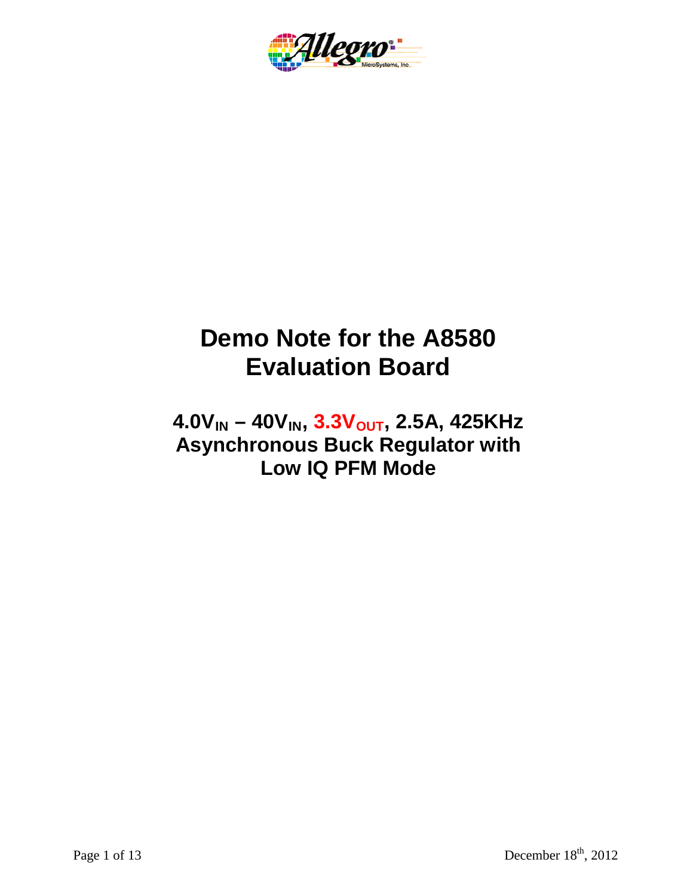# Demo Note for the A8580 Evaluation Board

## $4.0V_{IN}$ – $40V_{IN}$, $3.3V_{OUT}$, 2.5A, 425KHz Asynchronous Buck Regulator with Low IQ PFM Mode

December 18th, 2012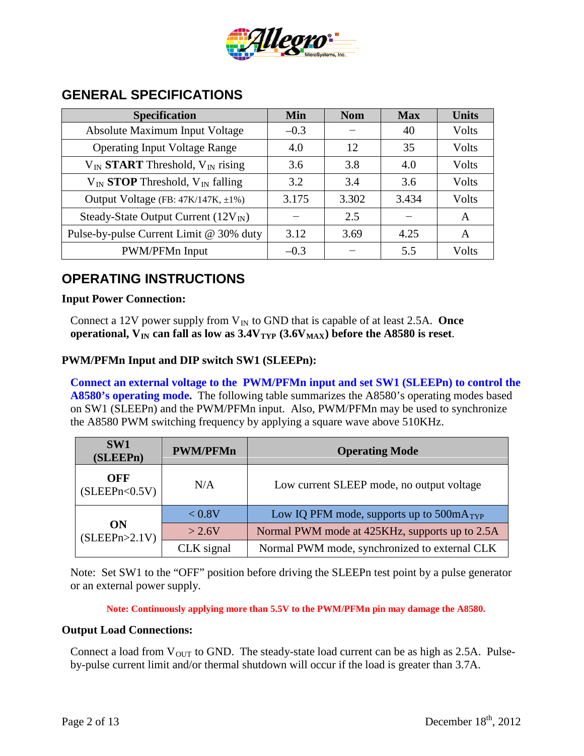## GENERAL SPECIFICATIONS

| Specification | Min | Nom | Max | Units |
|---|---|---|---|---|
| Absolute Maximum Input Voltage | –0.3 | – | 40 | Volts |
| Operating Input Voltage Range | 4.0 | 12 | 35 | Volts |
| $V_{IN}$ **START** Threshold, $V_{IN}$ rising | 3.6 | 3.8 | 4.0 | Volts |
| $V_{IN}$ **STOP** Threshold, $V_{IN}$ falling | 3.2 | 3.4 | 3.6 | Volts |
| Output Voltage (FB: 47K/147K, ±1%) | 3.175 | 3.302 | 3.434 | Volts |
| Steady-State Output Current (12$V_{IN}$) | – | 2.5 | – | A |
| Pulse-by-pulse Current Limit @ 30% duty | 3.12 | 3.69 | 4.25 | A |
| PWM/PFMn Input | –0.3 | – | 5.5 | Volts |

## OPERATING INSTRUCTIONS

### Input Power Connection:

Connect a 12V power supply from $V_{IN}$ to GND that is capable of at least 2.5A. **Once operational, $V_{IN}$ can fall as low as 3.4$V_{TYP}$ (3.6$V_{MAX}$) before the A8580 is reset**.

### PWM/PFMn Input and DIP switch SW1 (SLEEPn):

**Connect an external voltage to the PWM/PFMn input and set SW1 (SLEEPn) to control the A8580's operating mode.** The following table summarizes the A8580's operating modes based on SW1 (SLEEPn) and the PWM/PFMn input. Also, PWM/PFMn may be used to synchronize the A8580 PWM switching frequency by applying a square wave above 510KHz.

| SW1 (SLEEPn) | PWM/PFMn | Operating Mode |
|---|---|---|
| **OFF** (SLEEPn<0.5V) | N/A | Low current SLEEP mode, no output voltage |
| **ON** (SLEEPn>2.1V) | < 0.8V | Low IQ PFM mode, supports up to 500$mA_{TYP}$ |
| | > 2.6V | Normal PWM mode at 425KHz, supports up to 2.5A |
| | CLK signal | Normal PWM mode, synchronized to external CLK |

Note: Set SW1 to the "OFF" position before driving the SLEEPn test point by a pulse generator or an external power supply.

**Note: Continuously applying more than 5.5V to the PWM/PFMn pin may damage the A8580.**

### Output Load Connections:

Connect a load from $V_{OUT}$ to GND. The steady-state load current can be as high as 2.5A. Pulse-by-pulse current limit and/or thermal shutdown will occur if the load is greater than 3.7A.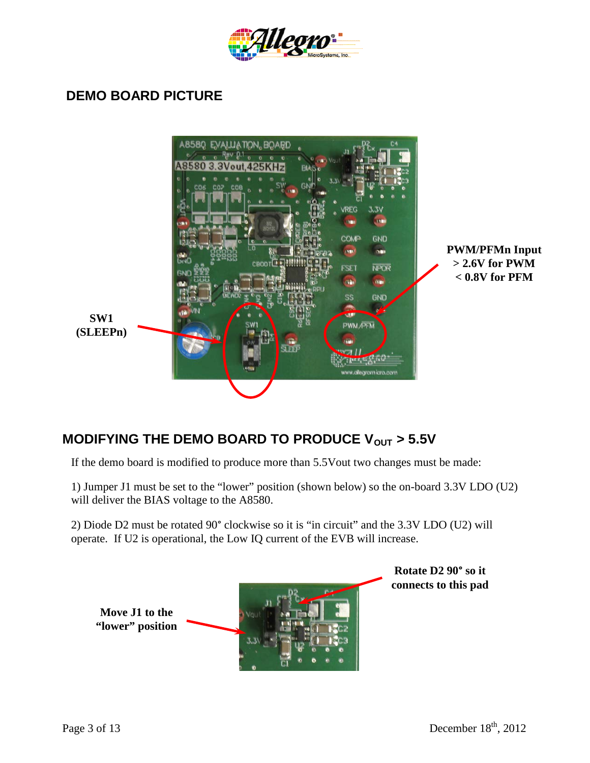## DEMO BOARD PICTURE

**SW1 (SLEEPn)**

**PWM/PFMn Input**
**> 2.6V for PWM**
**< 0.8V for PFM**

## MODIFYING THE DEMO BOARD TO PRODUCE $V_{OUT}$ > 5.5V

If the demo board is modified to produce more than 5.5Vout two changes must be made:

1) Jumper J1 must be set to the “lower” position (shown below) so the on-board 3.3V LDO (U2) will deliver the BIAS voltage to the A8580.

2) Diode D2 must be rotated 90° clockwise so it is “in circuit” and the 3.3V LDO (U2) will operate. If U2 is operational, the Low IQ current of the EVB will increase.

**Move J1 to the “lower” position**

**Rotate D2 90° so it connects to this pad**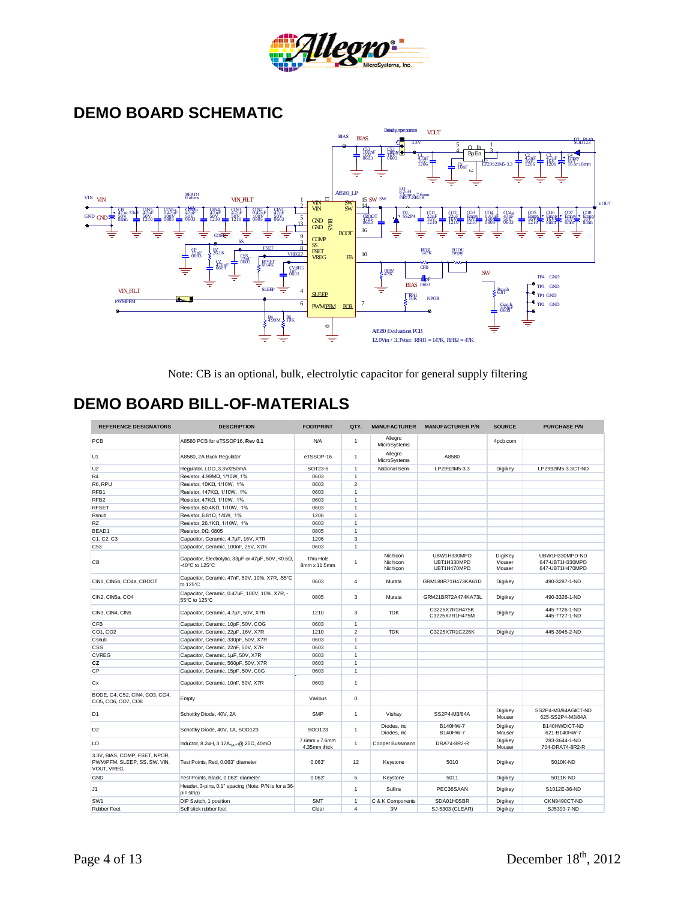## DEMO BOARD SCHEMATIC

Note: CB is an optional, bulk, electrolytic capacitor for general supply filtering

## DEMO BOARD BILL-OF-MATERIALS

| REFERENCE DESIGNATORS | DESCRIPTION | FOOTPRINT | QTY. | MANUFACTURER | MANUFACTURER P/N | SOURCE | PURCHASE P/N |
|---|---|---|---|---|---|---|---|
| PCB | A8580 PCB for eTSSOP16, **Rev 0.1** | N/A | 1 | Allegro MicroSystems | | 4pcb.com | |
| U1 | A8580, 2A Buck Regulator | eTSSOP-16 | 1 | Allegro MicroSystems | A8580 | | |
| U2 | Regulator, LDO, 3.3V/250mA | SOT23-5 | 1 | National Semi | LP2992IM5-3.3 | Digikey | LP2992IM5-3.3CT-ND |
| R4 | Resistor, 4.99MΩ, 1/10W, 1% | 0603 | 1 | | | | |
| R6, RPU | Resistor, 10KΩ, 1/10W, 1% | 0603 | 2 | | | | |
| RFB1 | Resistor, 147KΩ, 1/10W, 1% | 0603 | 1 | | | | |
| RFB2 | Resistor, 47KΩ, 1/10W, 1% | 0603 | 1 | | | | |
| RFSET | Resistor, 60.4KΩ, 1/10W, 1% | 0603 | 1 | | | | |
| Rsnub | Resistor, 6.81Ω, 1/4W, 1% | 1206 | 1 | | | | |
| RZ | Resistor, 26.1KΩ, 1/10W, 1% | 0603 | 1 | | | | |
| BEAD1 | Resistor, 0Ω, 0805 | 0805 | 1 | | | | |
| C1, C2, C3 | Capacitor, Ceramic, 4.7µF, 16V, X7R | 1206 | 3 | | | | |
| C53 | Capacitor, Ceramic, 100nF, 25V, X7R | 0603 | 1 | | | | |
| CB | Capacitor, Electrolytic, 33µF or 47µF, 50V, <0.5Ω, -40°C to 125°C | Thru Hole 8mm x 11.5mm | 1 | Nichicon Nichicon Nichicon | UBW1H330MPD UBT1H330MPD UBT1H470MPD | DigiKey Mouser Mouser | UBW1H330MPD-ND 647-UBT1H330MPD 647-UBT1H470MPD |
| CIN1, CIN5b, CO4a, CBOOT | Capacitor, Ceramic, 47nF, 50V, 10%, X7R, -55°C to 125°C | 0603 | 4 | Murata | GRM188R71H473KA61D | Digikey | 490-3287-1-ND |
| CIN2, CIN5a, CO4 | Capacitor, Ceramic, 0.47uF, 100V, 10%, X7R, -55°C to 125°C | 0805 | 3 | Murata | GRM21BR72A474KA73L | Digikey | 490-3326-1-ND |
| CIN3, CIN4, CIN5 | Capacitor, Ceramic, 4.7µF, 50V, X7R | 1210 | 3 | TDK | C3225X7R1H475K C3225X7R1H475M | Digikey | 445-7726-1-ND 445-7727-1-ND |
| CFB | Capacitor, Ceramic, 10pF, 50V, COG | 0603 | 1 | | | | |
| CO1, CO2 | Capacitor, Ceramic, 22µF, 16V, X7R | 1210 | 2 | TDK | C3225X7R1C226K | Digikey | 445-3945-2-ND |
| Csnub | Capacitor, Ceramic, 330pF, 50V, X7R | 0603 | 1 | | | | |
| CSS | Capacitor, Ceramic, 22nF, 50V, X7R | 0603 | 1 | | | | |
| CVREG | Capacitor, Ceramic, 1µF, 50V, X7R | 0603 | 1 | | | | |
| CZ | Capacitor, Ceramic, 560pF, 50V, X7R | 0603 | 1 | | | | |
| CP | Capacitor, Ceramic, 15pF, 50V, C0G | 0603 | 1 | | | | |
| Cx | Capacitor, Ceramic, 10nF, 50V, X7R | 0603 | 1 | | | | |
| BODE, C4, C52, CIN4, CO3, CO4, CO5, CO6, CO7, CO8 | Empty | Various | 0 | | | | |
| D1 | Schottky Diode, 40V, 2A | SMP | 1 | Vishay | SS2P4-M3/84A | Digikey Mouser | SS2P4-M3/84AGICT-ND 625-SS2P4-M3/84A |
| D2 | Schottky Diode, 40V, 1A, SOD123 | SOD123 | 1 | Diodes, Inc Diodes, Inc | B140HW-7 B140HW-7 | Digikey Mouser | B140HWDICT-ND 621-B140HW-7 |
| LO | Inductor, 8.2uH, $3.17A_{SAT}$ @ 25C, 40mΩ | 7.6mm x 7.6mm 4.35mm thick | 1 | Cooper Bussmann | DRA74-8R2-R | Digikey Mouser | 283-3644-1-ND 704-DRA74-8R2-R |
| 3.3V, BIAS, COMP, FSET, NPOR, PWMPFM, SLEEP, SS, SW, VIN, VOUT, VREG, | Test Points, Red, 0.063" diameter | 0.063" | 12 | Keystone | 5010 | Digikey | 5010K-ND |
| GND | Test Points, Black, 0.063" diameter | 0.063" | 5 | Keystone | 5011 | Digikey | 5011K-ND |
| J1 | Header, 3-pins, 0.1" spacing (Note: P/N is for a 36-pin strip) | | 1 | Sullins | PEC36SAAN | Digikey | S1012E-36-ND |
| SW1 | DIP Switch, 1 position | SMT | 1 | C & K Components | SDA01H0SBR | Digikey | CKN9490CT-ND |
| Rubber Feet | Self stick rubber feet | Clear | 4 | 3M | SJ-5303 (CLEAR) | Digikey | SJ5303-7-ND |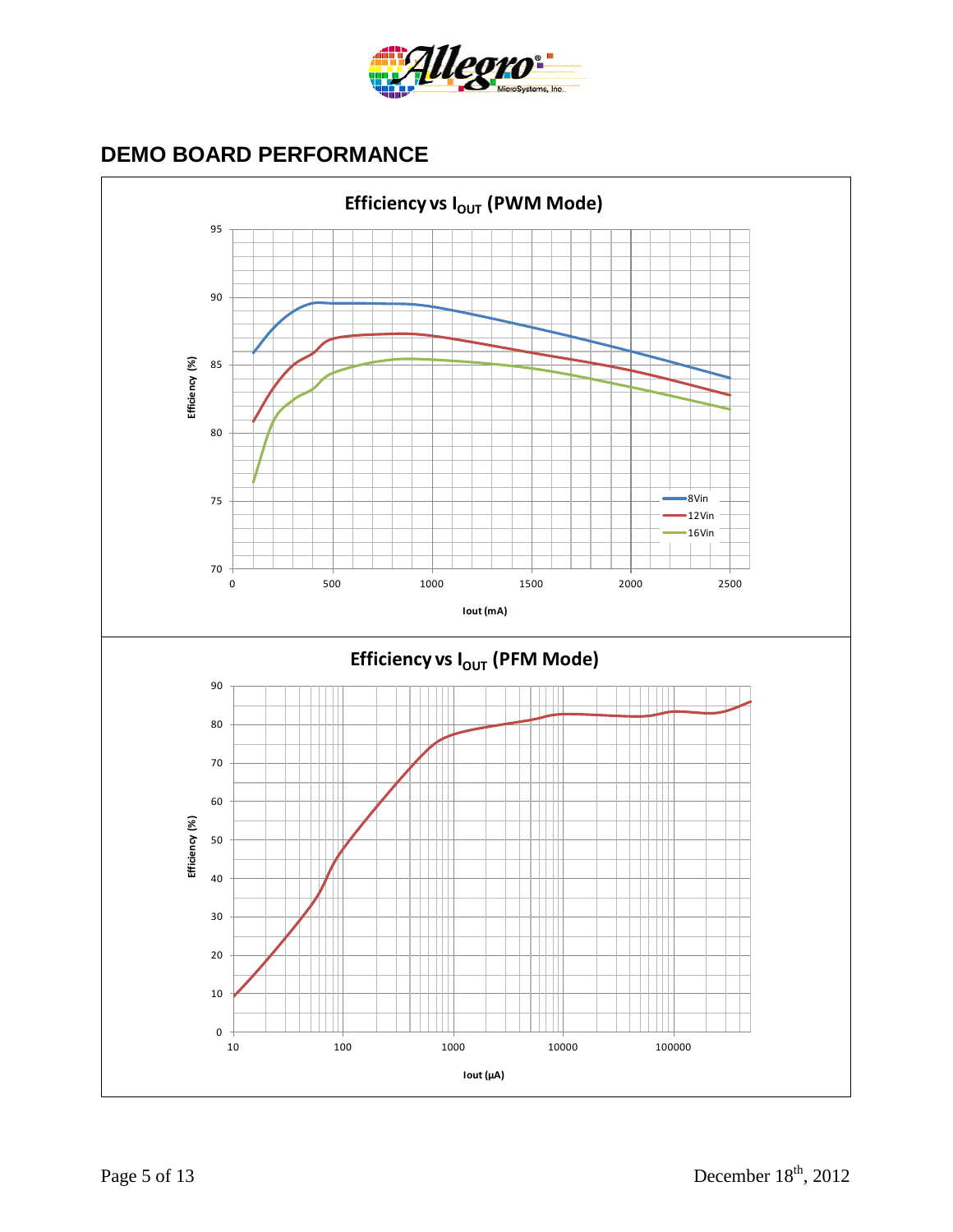## DEMO BOARD PERFORMANCE

**Efficiency vs $I_{OUT}$ (PWM Mode)**

Efficiency (%)

Iout (mA)

8Vin

12Vin

16Vin

**Efficiency vs $I_{OUT}$ (PFM Mode)**

Efficiency (%)

Iout (µA)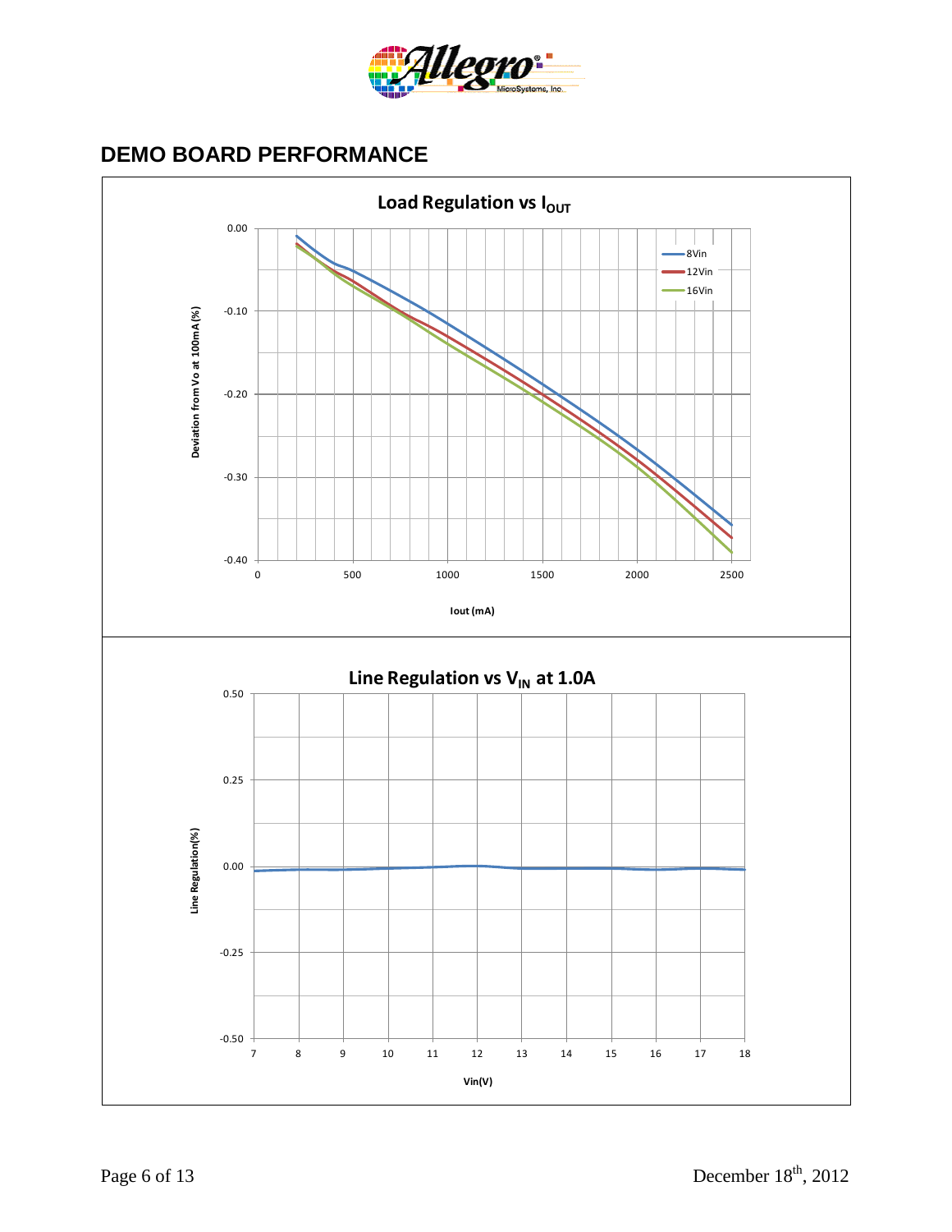## DEMO BOARD PERFORMANCE

**Load Regulation vs $I_{OUT}$**

Deviation from Vo at 100mA (%)

Iout (mA)

8Vin, 12Vin, 16Vin

**Line Regulation vs $V_{IN}$ at 1.0A**

Line Regulation(%)

Vin(V)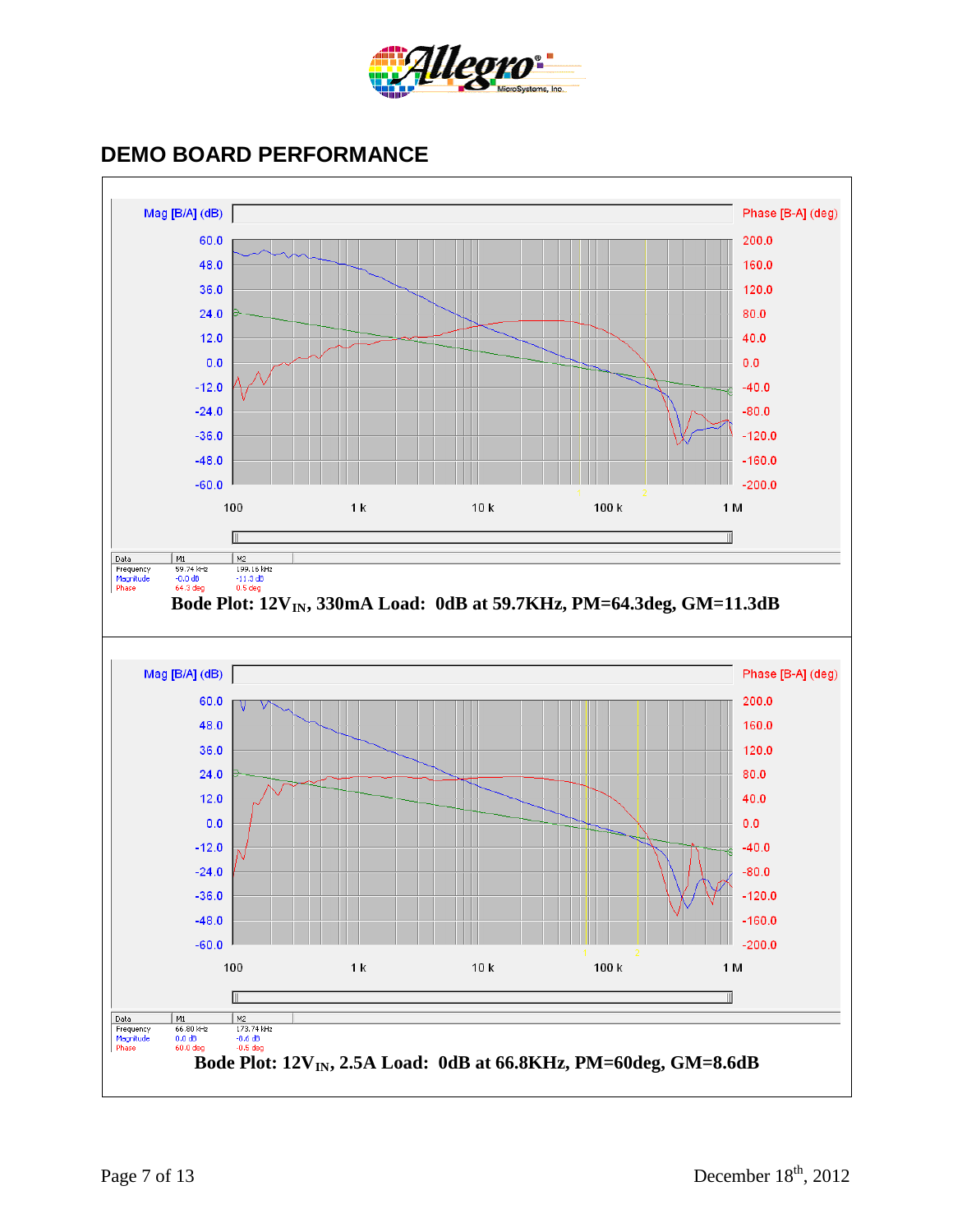## DEMO BOARD PERFORMANCE

| Data | M1 | M2 |
|---|---|---|
| Frequency | 59.74 kHz | 199.16 kHz |
| Magnitude | -0.0 dB | -11.3 dB |
| Phase | 64.3 deg | 0.5 deg |

**Bode Plot: 12$V_{IN}$, 330mA Load: 0dB at 59.7KHz, PM=64.3deg, GM=11.3dB**

| Data | M1 | M2 |
|---|---|---|
| Frequency | 66.80 kHz | 173.74 kHz |
| Magnitude | 0.0 dB | -8.6 dB |
| Phase | 60.0 deg | -0.5 deg |

**Bode Plot: 12$V_{IN}$, 2.5A Load: 0dB at 66.8KHz, PM=60deg, GM=8.6dB**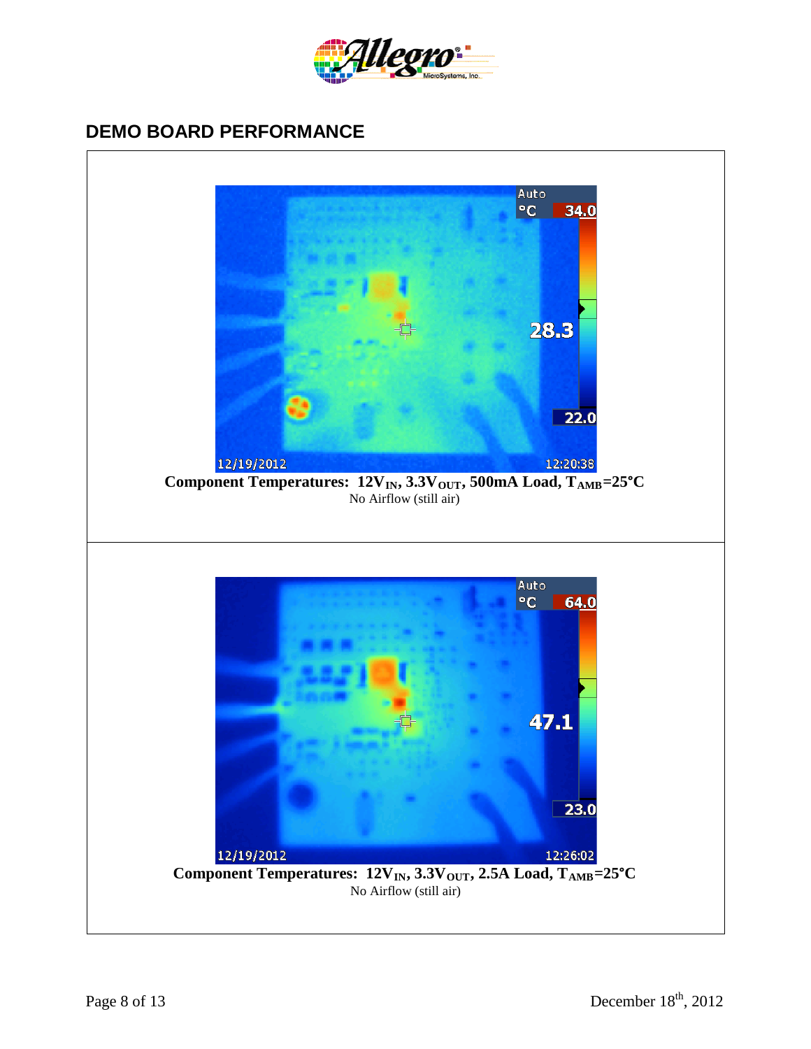## DEMO BOARD PERFORMANCE

**Component Temperatures: $12V_{IN}$, $3.3V_{OUT}$, 500mA Load, $T_{AMB}$=25°C**

No Airflow (still air)

**Component Temperatures: $12V_{IN}$, $3.3V_{OUT}$, 2.5A Load, $T_{AMB}$=25°C**

No Airflow (still air)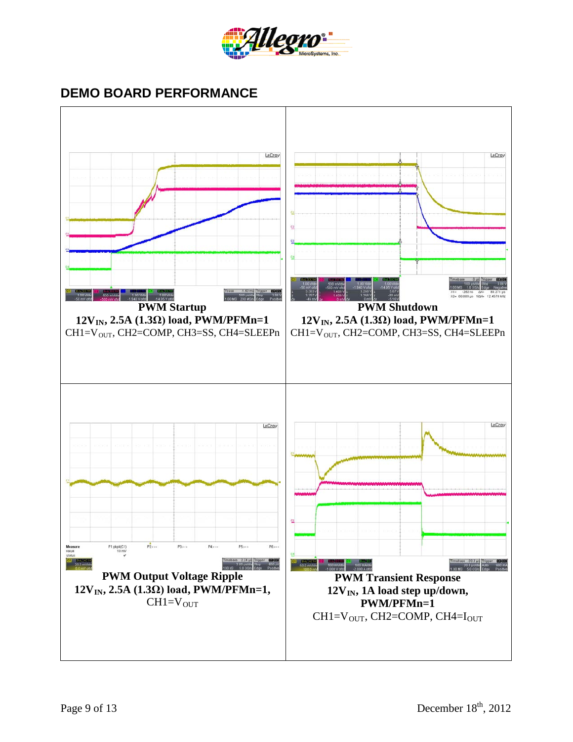## DEMO BOARD PERFORMANCE

**PWM Startup**
**$12V_{IN}$, 2.5A (1.3Ω) load, PWM/PFMn=1**
CH1=$V_{OUT}$, CH2=COMP, CH3=SS, CH4=SLEEPn

**PWM Shutdown**
**$12V_{IN}$, 2.5A (1.3Ω) load, PWM/PFMn=1**
CH1=$V_{OUT}$, CH2=COMP, CH3=SS, CH4=SLEEPn

**PWM Output Voltage Ripple**
**$12V_{IN}$, 2.5A (1.3Ω) load, PWM/PFMn=1,**
CH1=$V_{OUT}$

**PWM Transient Response**
**$12V_{IN}$, 1A load step up/down,**
**PWM/PFMn=1**
CH1=$V_{OUT}$, CH2=COMP, CH4=$I_{OUT}$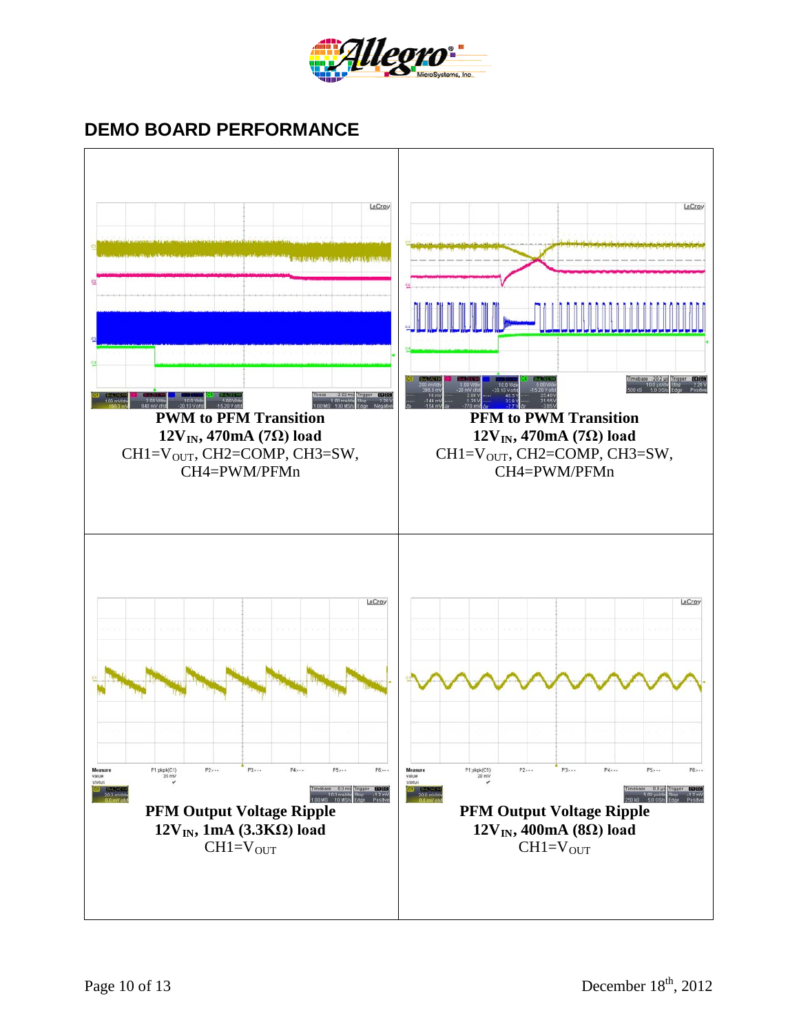## DEMO BOARD PERFORMANCE

**PWM to PFM Transition**
**$12V_{IN}$, 470mA (7Ω) load**
CH1=$V_{OUT}$, CH2=COMP, CH3=SW, CH4=PWM/PFMn

**PFM to PWM Transition**
**$12V_{IN}$, 470mA (7Ω) load**
CH1=$V_{OUT}$, CH2=COMP, CH3=SW, CH4=PWM/PFMn

**PFM Output Voltage Ripple**
**$12V_{IN}$, 1mA (3.3KΩ) load**
CH1=$V_{OUT}$

**PFM Output Voltage Ripple**
**$12V_{IN}$, 400mA (8Ω) load**
CH1=$V_{OUT}$

December 18th, 2012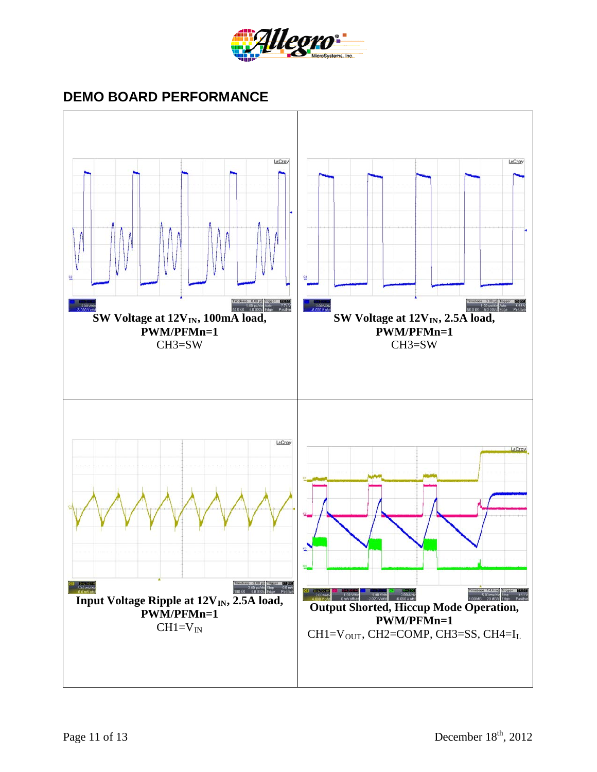## DEMO BOARD PERFORMANCE

| | |
|---|---|
| **SW Voltage at 12$V_{IN}$, 100mA load, PWM/PFMn=1**<br>CH3=SW | **SW Voltage at 12$V_{IN}$, 2.5A load, PWM/PFMn=1**<br>CH3=SW |
| **Input Voltage Ripple at 12$V_{IN}$, 2.5A load, PWM/PFMn=1**<br>CH1=$V_{IN}$ | **Output Shorted, Hiccup Mode Operation, PWM/PFMn=1**<br>CH1=$V_{OUT}$, CH2=COMP, CH3=SS, CH4=$I_L$ |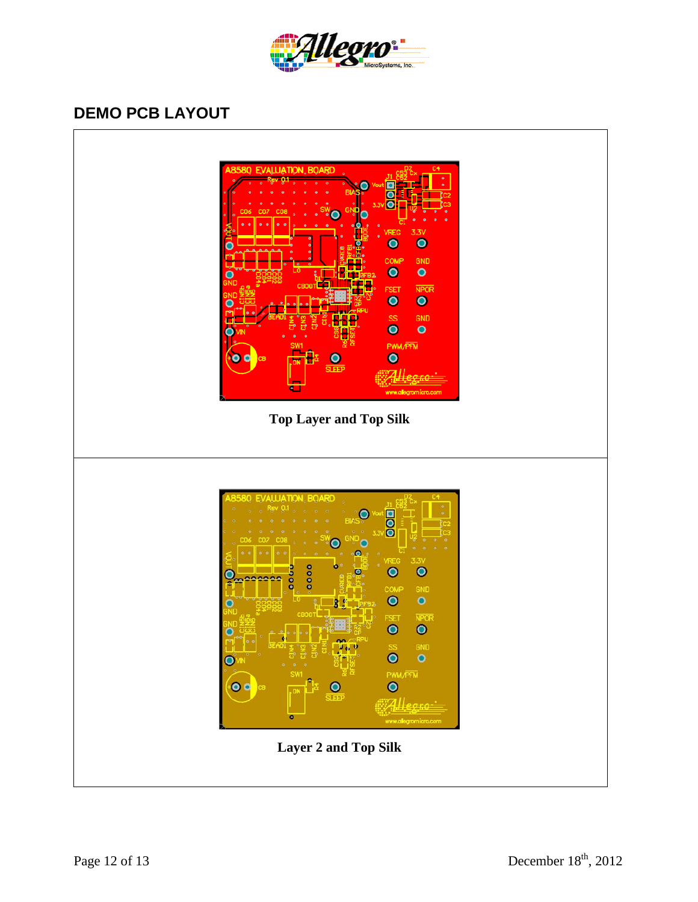## DEMO PCB LAYOUT

Top Layer and Top Silk

Layer 2 and Top Silk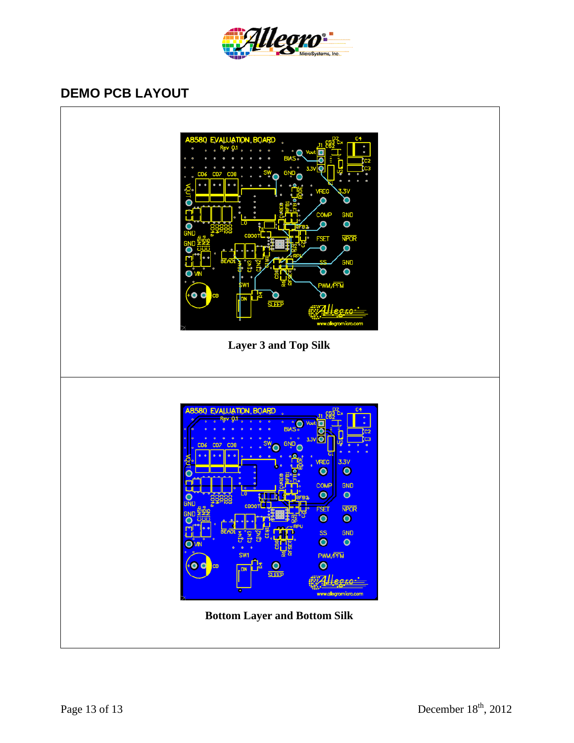## DEMO PCB LAYOUT

Layer 3 and Top Silk

Bottom Layer and Bottom Silk